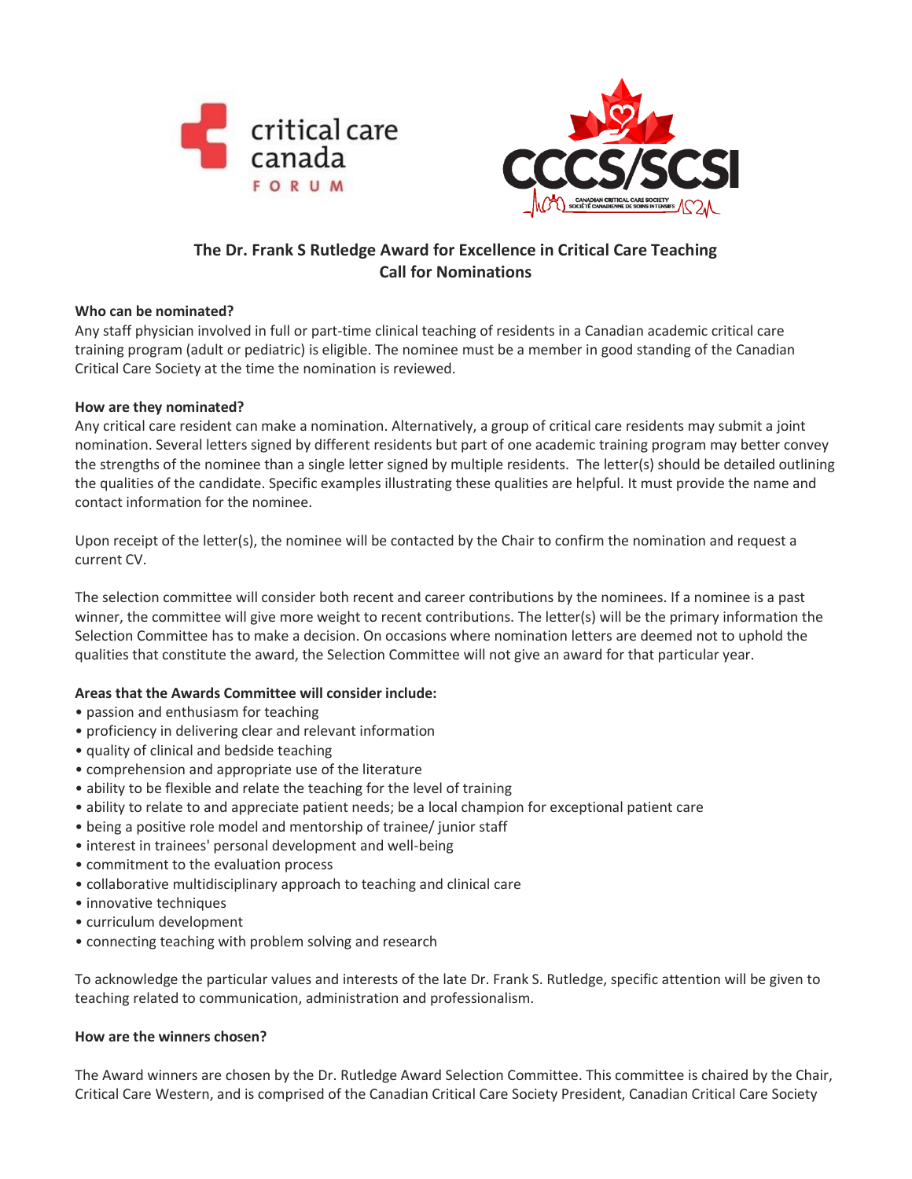# The Dr. Frank S Rutledge Award for Excellence in Critical Care Teaching
## Call for Nominations

**Who can be nominated?**

Any staff physician involved in full or part-time clinical teaching of residents in a Canadian academic critical care training program (adult or pediatric) is eligible. The nominee must be a member in good standing of the Canadian Critical Care Society at the time the nomination is reviewed.

**How are they nominated?**

Any critical care resident can make a nomination. Alternatively, a group of critical care residents may submit a joint nomination. Several letters signed by different residents but part of one academic training program may better convey the strengths of the nominee than a single letter signed by multiple residents. The letter(s) should be detailed outlining the qualities of the candidate. Specific examples illustrating these qualities are helpful. It must provide the name and contact information for the nominee.

Upon receipt of the letter(s), the nominee will be contacted by the Chair to confirm the nomination and request a current CV.

The selection committee will consider both recent and career contributions by the nominees. If a nominee is a past winner, the committee will give more weight to recent contributions. The letter(s) will be the primary information the Selection Committee has to make a decision. On occasions where nomination letters are deemed not to uphold the qualities that constitute the award, the Selection Committee will not give an award for that particular year.

**Areas that the Awards Committee will consider include:**

- passion and enthusiasm for teaching
- proficiency in delivering clear and relevant information
- quality of clinical and bedside teaching
- comprehension and appropriate use of the literature
- ability to be flexible and relate the teaching for the level of training
- ability to relate to and appreciate patient needs; be a local champion for exceptional patient care
- being a positive role model and mentorship of trainee/ junior staff
- interest in trainees' personal development and well-being
- commitment to the evaluation process
- collaborative multidisciplinary approach to teaching and clinical care
- innovative techniques
- curriculum development
- connecting teaching with problem solving and research

To acknowledge the particular values and interests of the late Dr. Frank S. Rutledge, specific attention will be given to teaching related to communication, administration and professionalism.

**How are the winners chosen?**

The Award winners are chosen by the Dr. Rutledge Award Selection Committee. This committee is chaired by the Chair, Critical Care Western, and is comprised of the Canadian Critical Care Society President, Canadian Critical Care Society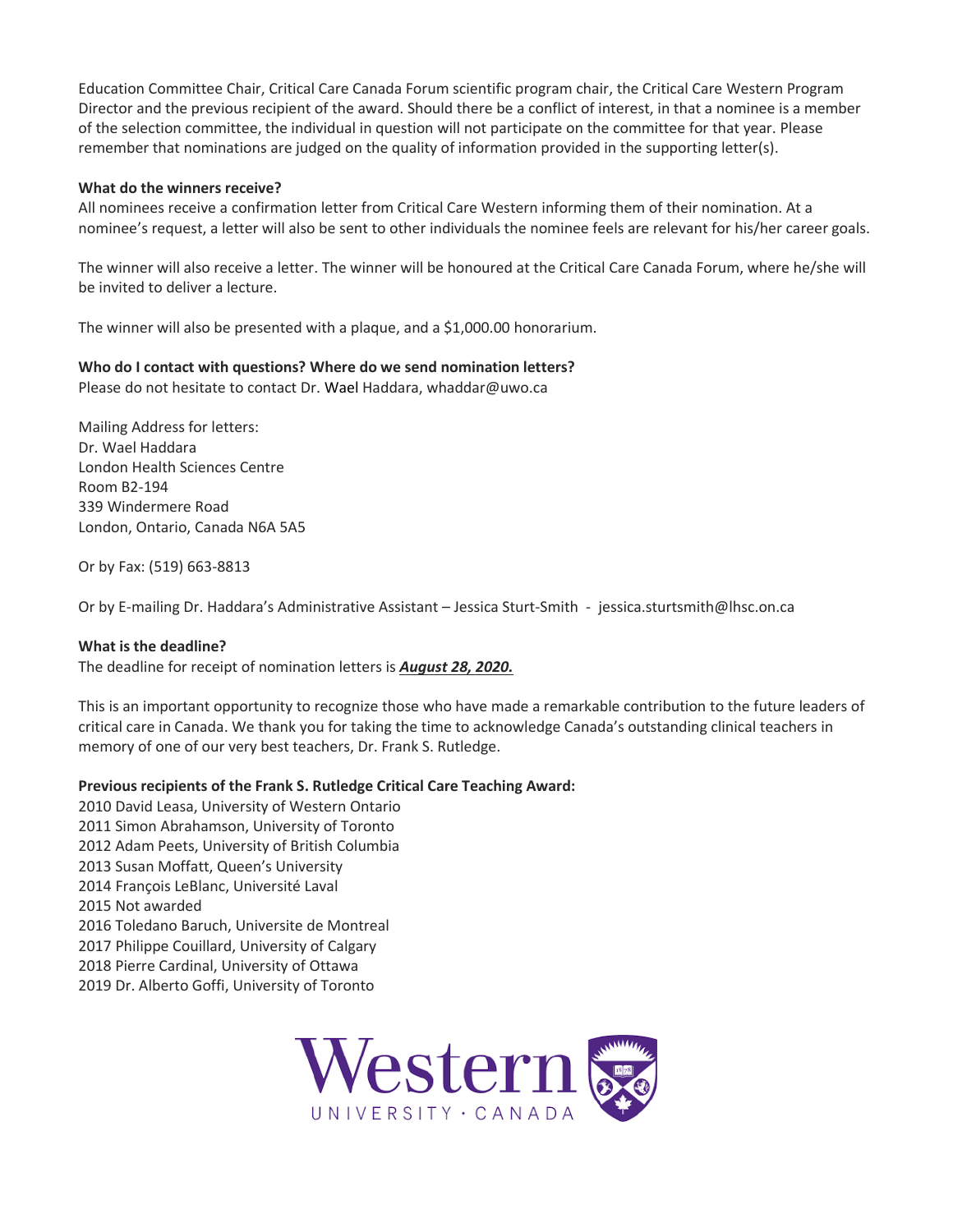Education Committee Chair, Critical Care Canada Forum scientific program chair, the Critical Care Western Program Director and the previous recipient of the award. Should there be a conflict of interest, in that a nominee is a member of the selection committee, the individual in question will not participate on the committee for that year. Please remember that nominations are judged on the quality of information provided in the supporting letter(s).

**What do the winners receive?**

All nominees receive a confirmation letter from Critical Care Western informing them of their nomination. At a nominee's request, a letter will also be sent to other individuals the nominee feels are relevant for his/her career goals.

The winner will also receive a letter. The winner will be honoured at the Critical Care Canada Forum, where he/she will be invited to deliver a lecture.

The winner will also be presented with a plaque, and a $1,000.00 honorarium.

**Who do I contact with questions? Where do we send nomination letters?**

Please do not hesitate to contact Dr. Wael Haddara, whaddar@uwo.ca

Mailing Address for letters:
Dr. Wael Haddara
London Health Sciences Centre
Room B2-194
339 Windermere Road
London, Ontario, Canada N6A 5A5

Or by Fax: (519) 663-8813

Or by E-mailing Dr. Haddara's Administrative Assistant – Jessica Sturt-Smith - jessica.sturtsmith@lhsc.on.ca

**What is the deadline?**

The deadline for receipt of nomination letters is ***August 28, 2020.***

This is an important opportunity to recognize those who have made a remarkable contribution to the future leaders of critical care in Canada. We thank you for taking the time to acknowledge Canada's outstanding clinical teachers in memory of one of our very best teachers, Dr. Frank S. Rutledge.

**Previous recipients of the Frank S. Rutledge Critical Care Teaching Award:**

2010 David Leasa, University of Western Ontario
2011 Simon Abrahamson, University of Toronto
2012 Adam Peets, University of British Columbia
2013 Susan Moffatt, Queen's University
2014 François LeBlanc, Université Laval
2015 Not awarded
2016 Toledano Baruch, Universite de Montreal
2017 Philippe Couillard, University of Calgary
2018 Pierre Cardinal, University of Ottawa
2019 Dr. Alberto Goffi, University of Toronto

Western
UNIVERSITY · CANADA